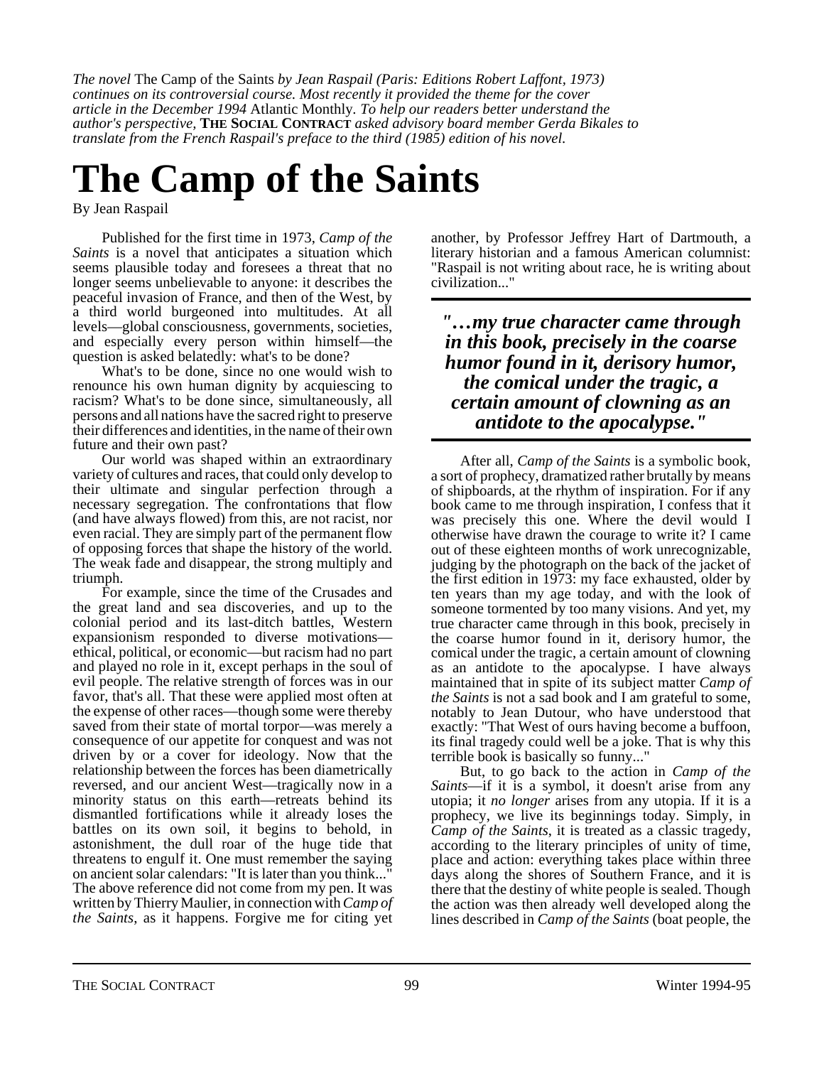*The novel* The Camp of the Saints *by Jean Raspail (Paris: Editions Robert Laffont, 1973) continues on its controversial course. Most recently it provided the theme for the cover article in the December 1994* Atlantic Monthly. *To help our readers better understand the author's perspective,* **THE SOCIAL CONTRACT** *asked advisory board member Gerda Bikales to translate from the French Raspail's preface to the third (1985) edition of his novel.*

# The Camp of the Saints

By Jean Raspail

Published for the first time in 1973, *Camp of the Saints* is a novel that anticipates a situation which seems plausible today and foresees a threat that no longer seems unbelievable to anyone: it describes the peaceful invasion of France, and then of the West, by a third world burgeoned into multitudes. At all levels—global consciousness, governments, societies, and especially every person within himself—the question is asked belatedly: what's to be done?

What's to be done, since no one would wish to renounce his own human dignity by acquiescing to racism? What's to be done since, simultaneously, all persons and all nations have the sacred right to preserve their differences and identities, in the name of their own future and their own past?

Our world was shaped within an extraordinary variety of cultures and races, that could only develop to their ultimate and singular perfection through a necessary segregation. The confrontations that flow (and have always flowed) from this, are not racist, nor even racial. They are simply part of the permanent flow of opposing forces that shape the history of the world. The weak fade and disappear, the strong multiply and triumph.

For example, since the time of the Crusades and the great land and sea discoveries, and up to the colonial period and its last-ditch battles, Western expansionism responded to diverse motivations—ethical, political, or economic—but racism had no part and played no role in it, except perhaps in the soul of evil people. The relative strength of forces was in our favor, that's all. That these were applied most often at the expense of other races—though some were thereby saved from their state of mortal torpor—was merely a consequence of our appetite for conquest and was not driven by or a cover for ideology. Now that the relationship between the forces has been diametrically reversed, and our ancient West—tragically now in a minority status on this earth—retreats behind its dismantled fortifications while it already loses the battles on its own soil, it begins to behold, in astonishment, the dull roar of the huge tide that threatens to engulf it. One must remember the saying on ancient solar calendars: "It is later than you think..." The above reference did not come from my pen. It was written by Thierry Maulier, in connection with *Camp of the Saints*, as it happens. Forgive me for citing yet another, by Professor Jeffrey Hart of Dartmouth, a literary historian and a famous American columnist: "Raspail is not writing about race, he is writing about civilization..."

> ***"…my true character came through in this book, precisely in the coarse humor found in it, derisory humor, the comical under the tragic, a certain amount of clowning as an antidote to the apocalypse."***

After all, *Camp of the Saints* is a symbolic book, a sort of prophecy, dramatized rather brutally by means of shipboards, at the rhythm of inspiration. For if any book came to me through inspiration, I confess that it was precisely this one. Where the devil would I otherwise have drawn the courage to write it? I came out of these eighteen months of work unrecognizable, judging by the photograph on the back of the jacket of the first edition in 1973: my face exhausted, older by ten years than my age today, and with the look of someone tormented by too many visions. And yet, my true character came through in this book, precisely in the coarse humor found in it, derisory humor, the comical under the tragic, a certain amount of clowning as an antidote to the apocalypse. I have always maintained that in spite of its subject matter *Camp of the Saints* is not a sad book and I am grateful to some, notably to Jean Dutour, who have understood that exactly: "That West of ours having become a buffoon, its final tragedy could well be a joke. That is why this terrible book is basically so funny..."

But, to go back to the action in *Camp of the Saints*—if it is a symbol, it doesn't arise from any utopia; it *no longer* arises from any utopia. If it is a prophecy, we live its beginnings today. Simply, in *Camp of the Saints*, it is treated as a classic tragedy, according to the literary principles of unity of time, place and action: everything takes place within three days along the shores of Southern France, and it is there that the destiny of white people is sealed. Though the action was then already well developed along the lines described in *Camp of the Saints* (boat people, the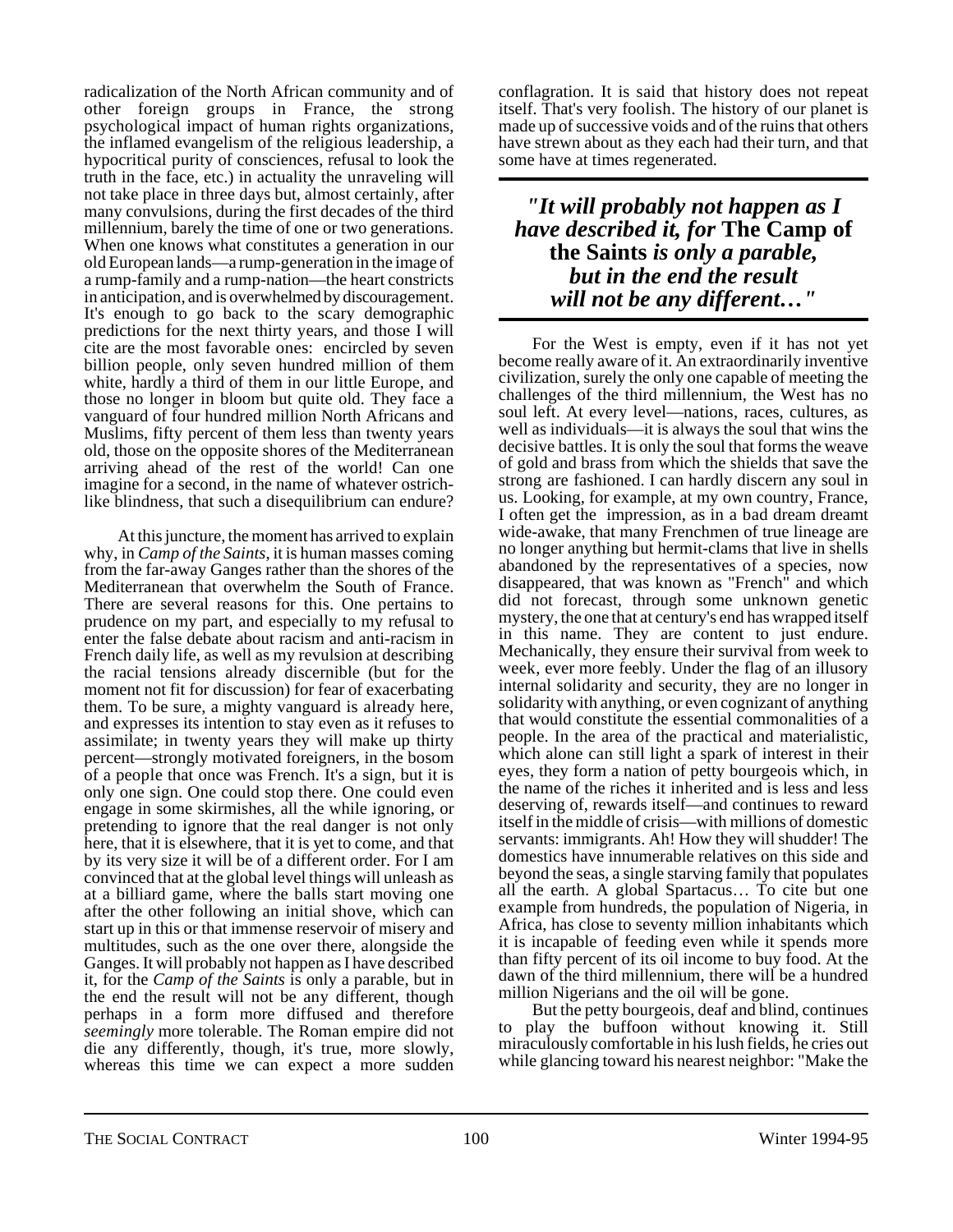radicalization of the North African community and of other foreign groups in France, the strong psychological impact of human rights organizations, the inflamed evangelism of the religious leadership, a hypocritical purity of consciences, refusal to look the truth in the face, etc.) in actuality the unraveling will not take place in three days but, almost certainly, after many convulsions, during the first decades of the third millennium, barely the time of one or two generations. When one knows what constitutes a generation in our old European lands—a rump-generation in the image of a rump-family and a rump-nation—the heart constricts in anticipation, and is overwhelmed by discouragement. It's enough to go back to the scary demographic predictions for the next thirty years, and those I will cite are the most favorable ones: encircled by seven billion people, only seven hundred million of them white, hardly a third of them in our little Europe, and those no longer in bloom but quite old. They face a vanguard of four hundred million North Africans and Muslims, fifty percent of them less than twenty years old, those on the opposite shores of the Mediterranean arriving ahead of the rest of the world! Can one imagine for a second, in the name of whatever ostrich-like blindness, that such a disequilibrium can endure?

At this juncture, the moment has arrived to explain why, in *Camp of the Saints*, it is human masses coming from the far-away Ganges rather than the shores of the Mediterranean that overwhelm the South of France. There are several reasons for this. One pertains to prudence on my part, and especially to my refusal to enter the false debate about racism and anti-racism in French daily life, as well as my revulsion at describing the racial tensions already discernible (but for the moment not fit for discussion) for fear of exacerbating them. To be sure, a mighty vanguard is already here, and expresses its intention to stay even as it refuses to assimilate; in twenty years they will make up thirty percent—strongly motivated foreigners, in the bosom of a people that once was French. It's a sign, but it is only one sign. One could stop there. One could even engage in some skirmishes, all the while ignoring, or pretending to ignore that the real danger is not only here, that it is elsewhere, that it is yet to come, and that by its very size it will be of a different order. For I am convinced that at the global level things will unleash as at a billiard game, where the balls start moving one after the other following an initial shove, which can start up in this or that immense reservoir of misery and multitudes, such as the one over there, alongside the Ganges. It will probably not happen as I have described it, for the *Camp of the Saints* is only a parable, but in the end the result will not be any different, though perhaps in a form more diffused and therefore *seemingly* more tolerable. The Roman empire did not die any differently, though, it's true, more slowly, whereas this time we can expect a more sudden conflagration. It is said that history does not repeat itself. That's very foolish. The history of our planet is made up of successive voids and of the ruins that others have strewn about as they each had their turn, and that some have at times regenerated.

> ***"It will probably not happen as I have described it, for* The Camp of the Saints *is only a parable, but in the end the result will not be any different…"***

For the West is empty, even if it has not yet become really aware of it. An extraordinarily inventive civilization, surely the only one capable of meeting the challenges of the third millennium, the West has no soul left. At every level—nations, races, cultures, as well as individuals—it is always the soul that wins the decisive battles. It is only the soul that forms the weave of gold and brass from which the shields that save the strong are fashioned. I can hardly discern any soul in us. Looking, for example, at my own country, France, I often get the impression, as in a bad dream dreamt wide-awake, that many Frenchmen of true lineage are no longer anything but hermit-clams that live in shells abandoned by the representatives of a species, now disappeared, that was known as "French" and which did not forecast, through some unknown genetic mystery, the one that at century's end has wrapped itself in this name. They are content to just endure. Mechanically, they ensure their survival from week to week, ever more feebly. Under the flag of an illusory internal solidarity and security, they are no longer in solidarity with anything, or even cognizant of anything that would constitute the essential commonalities of a people. In the area of the practical and materialistic, which alone can still light a spark of interest in their eyes, they form a nation of petty bourgeois which, in the name of the riches it inherited and is less and less deserving of, rewards itself—and continues to reward itself in the middle of crisis—with millions of domestic servants: immigrants. Ah! How they will shudder! The domestics have innumerable relatives on this side and beyond the seas, a single starving family that populates all the earth. A global Spartacus… To cite but one example from hundreds, the population of Nigeria, in Africa, has close to seventy million inhabitants which it is incapable of feeding even while it spends more than fifty percent of its oil income to buy food. At the dawn of the third millennium, there will be a hundred million Nigerians and the oil will be gone.

But the petty bourgeois, deaf and blind, continues to play the buffoon without knowing it. Still miraculously comfortable in his lush fields, he cries out while glancing toward his nearest neighbor: "Make the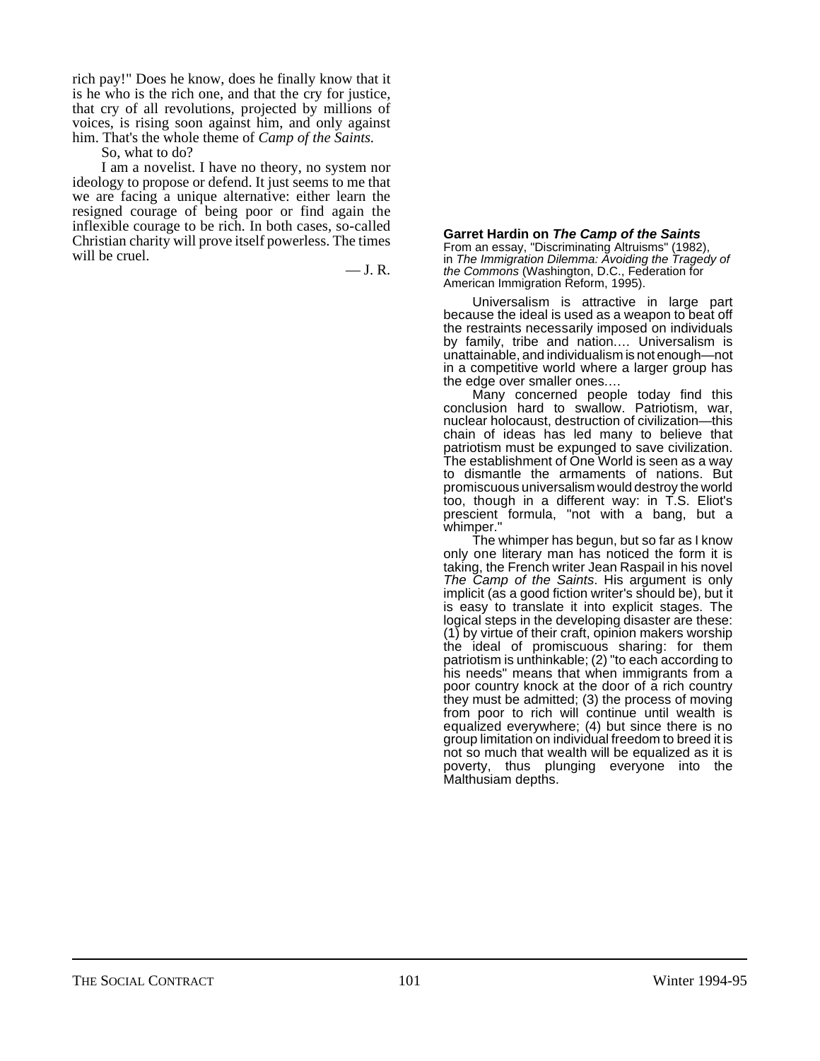rich pay!" Does he know, does he finally know that it is he who is the rich one, and that the cry for justice, that cry of all revolutions, projected by millions of voices, is rising soon against him, and only against him. That's the whole theme of *Camp of the Saints.*

So, what to do?

I am a novelist. I have no theory, no system nor ideology to propose or defend. It just seems to me that we are facing a unique alternative: either learn the resigned courage of being poor or find again the inflexible courage to be rich. In both cases, so-called Christian charity will prove itself powerless. The times will be cruel.

— J. R.

**Garret Hardin on *The Camp of the Saints***

From an essay, "Discriminating Altruisms" (1982), in *The Immigration Dilemma: Avoiding the Tragedy of the Commons* (Washington, D.C., Federation for American Immigration Reform, 1995).

Universalism is attractive in large part because the ideal is used as a weapon to beat off the restraints necessarily imposed on individuals by family, tribe and nation.... Universalism is unattainable, and individualism is not enough—not in a competitive world where a larger group has the edge over smaller ones....

Many concerned people today find this conclusion hard to swallow. Patriotism, war, nuclear holocaust, destruction of civilization—this chain of ideas has led many to believe that patriotism must be expunged to save civilization. The establishment of One World is seen as a way to dismantle the armaments of nations. But promiscuous universalism would destroy the world too, though in a different way: in T.S. Eliot's prescient formula, "not with a bang, but a whimper."

The whimper has begun, but so far as I know only one literary man has noticed the form it is taking, the French writer Jean Raspail in his novel *The Camp of the Saints*. His argument is only implicit (as a good fiction writer's should be), but it is easy to translate it into explicit stages. The logical steps in the developing disaster are these: (1) by virtue of their craft, opinion makers worship the ideal of promiscuous sharing: for them patriotism is unthinkable; (2) "to each according to his needs" means that when immigrants from a poor country knock at the door of a rich country they must be admitted; (3) the process of moving from poor to rich will continue until wealth is equalized everywhere; (4) but since there is no group limitation on individual freedom to breed it is not so much that wealth will be equalized as it is poverty, thus plunging everyone into the Malthusiam depths.